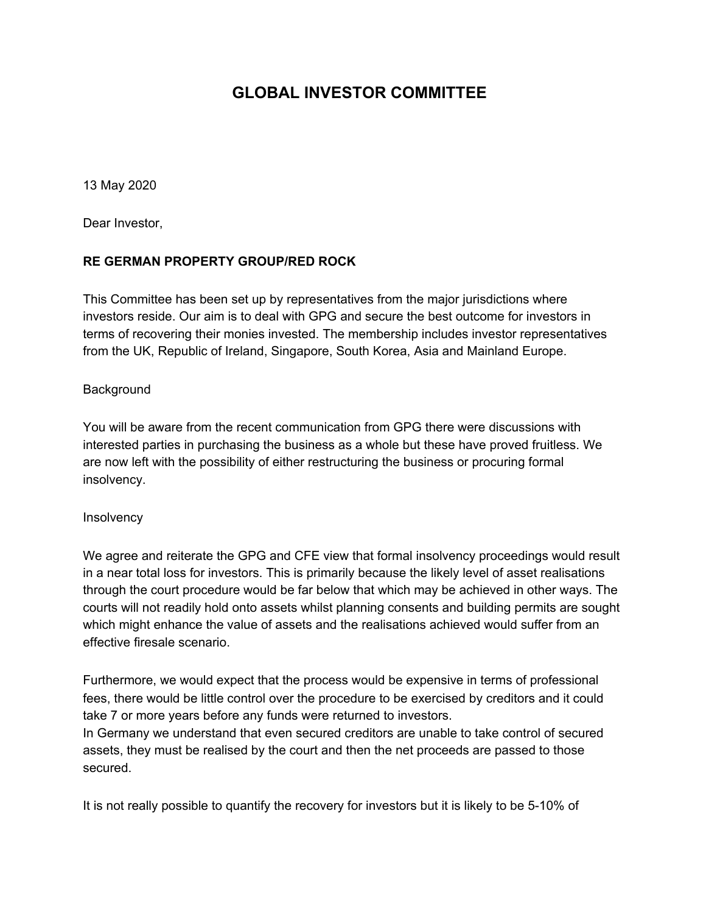# GLOBAL INVESTOR COMMITTEE

13 May 2020

Dear Investor,

**RE GERMAN PROPERTY GROUP/RED ROCK**

This Committee has been set up by representatives from the major jurisdictions where investors reside. Our aim is to deal with GPG and secure the best outcome for investors in terms of recovering their monies invested. The membership includes investor representatives from the UK, Republic of Ireland, Singapore, South Korea, Asia and Mainland Europe.

Background

You will be aware from the recent communication from GPG there were discussions with interested parties in purchasing the business as a whole but these have proved fruitless. We are now left with the possibility of either restructuring the business or procuring formal insolvency.

Insolvency

We agree and reiterate the GPG and CFE view that formal insolvency proceedings would result in a near total loss for investors. This is primarily because the likely level of asset realisations through the court procedure would be far below that which may be achieved in other ways. The courts will not readily hold onto assets whilst planning consents and building permits are sought which might enhance the value of assets and the realisations achieved would suffer from an effective firesale scenario.

Furthermore, we would expect that the process would be expensive in terms of professional fees, there would be little control over the procedure to be exercised by creditors and it could take 7 or more years before any funds were returned to investors.
In Germany we understand that even secured creditors are unable to take control of secured assets, they must be realised by the court and then the net proceeds are passed to those secured.

It is not really possible to quantify the recovery for investors but it is likely to be 5-10% of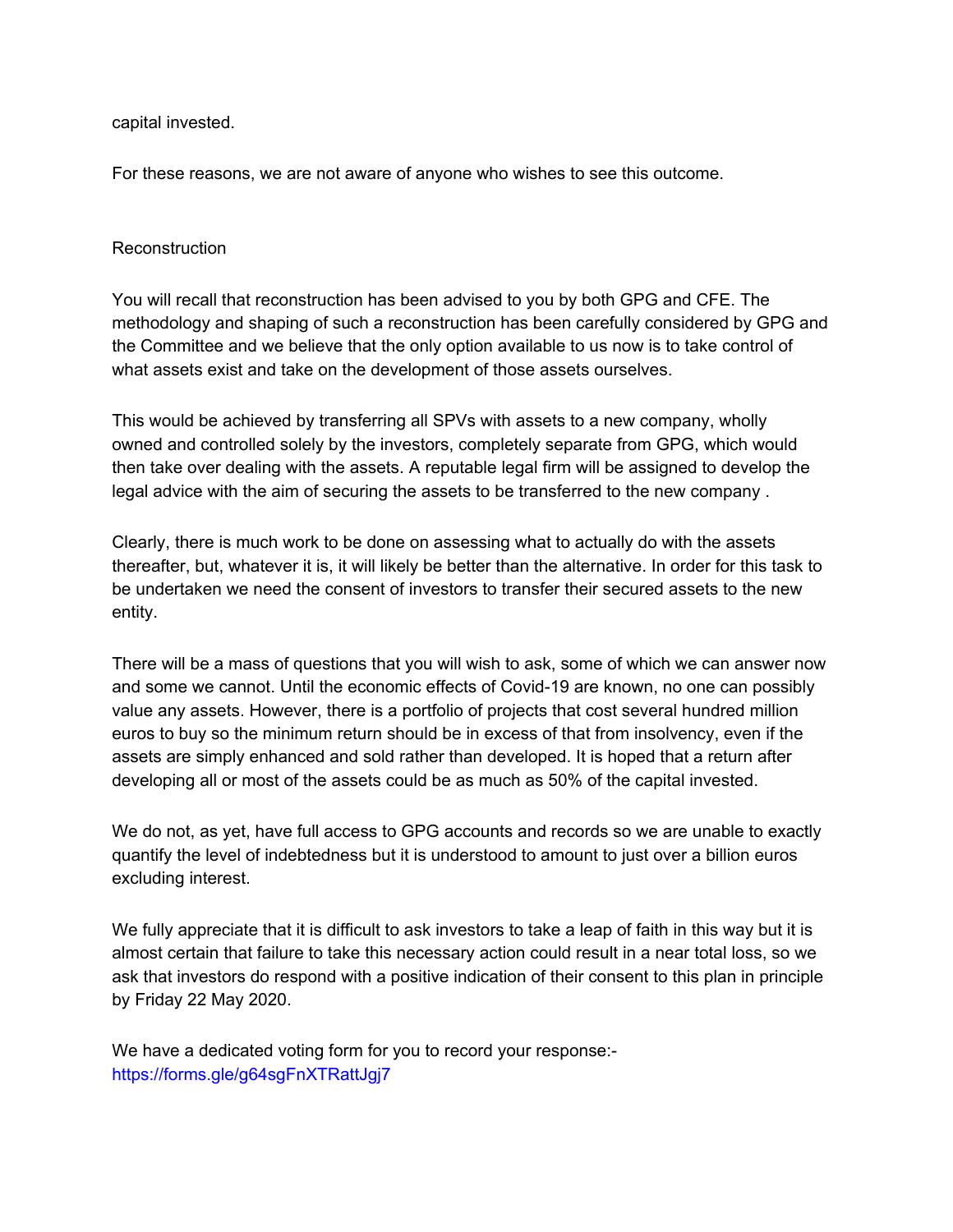capital invested.

For these reasons, we are not aware of anyone who wishes to see this outcome.

## Reconstruction

You will recall that reconstruction has been advised to you by both GPG and CFE. The methodology and shaping of such a reconstruction has been carefully considered by GPG and the Committee and we believe that the only option available to us now is to take control of what assets exist and take on the development of those assets ourselves.

This would be achieved by transferring all SPVs with assets to a new company, wholly owned and controlled solely by the investors, completely separate from GPG, which would then take over dealing with the assets. A reputable legal firm will be assigned to develop the legal advice with the aim of securing the assets to be transferred to the new company .

Clearly, there is much work to be done on assessing what to actually do with the assets thereafter, but, whatever it is, it will likely be better than the alternative. In order for this task to be undertaken we need the consent of investors to transfer their secured assets to the new entity.

There will be a mass of questions that you will wish to ask, some of which we can answer now and some we cannot. Until the economic effects of Covid-19 are known, no one can possibly value any assets. However, there is a portfolio of projects that cost several hundred million euros to buy so the minimum return should be in excess of that from insolvency, even if the assets are simply enhanced and sold rather than developed. It is hoped that a return after developing all or most of the assets could be as much as 50% of the capital invested.

We do not, as yet, have full access to GPG accounts and records so we are unable to exactly quantify the level of indebtedness but it is understood to amount to just over a billion euros excluding interest.

We fully appreciate that it is difficult to ask investors to take a leap of faith in this way but it is almost certain that failure to take this necessary action could result in a near total loss, so we ask that investors do respond with a positive indication of their consent to this plan in principle by Friday 22 May 2020.

We have a dedicated voting form for you to record your response:-
https://forms.gle/g64sgFnXTRattJgj7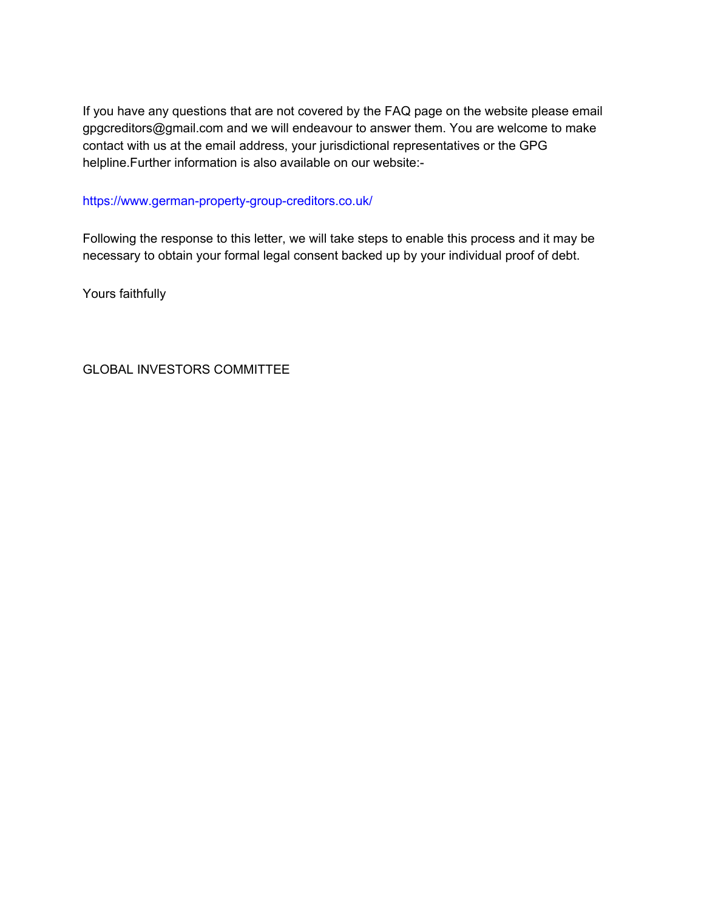If you have any questions that are not covered by the FAQ page on the website please email gpgcreditors@gmail.com and we will endeavour to answer them. You are welcome to make contact with us at the email address, your jurisdictional representatives or the GPG helpline.Further information is also available on our website:-

https://www.german-property-group-creditors.co.uk/

Following the response to this letter, we will take steps to enable this process and it may be necessary to obtain your formal legal consent backed up by your individual proof of debt.

Yours faithfully

GLOBAL INVESTORS COMMITTEE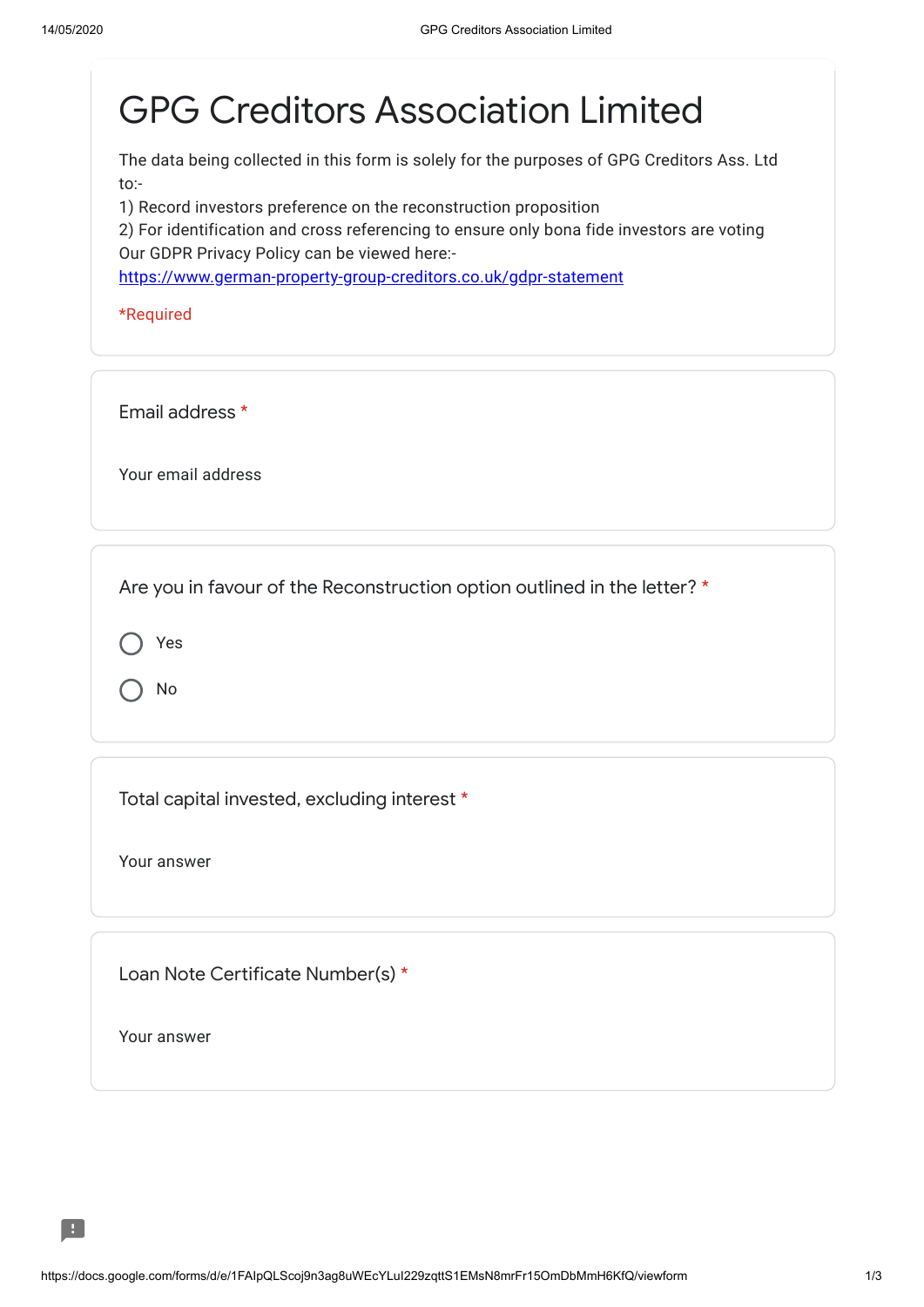# GPG Creditors Association Limited

The data being collected in this form is solely for the purposes of GPG Creditors Ass. Ltd to:-
1) Record investors preference on the reconstruction proposition
2) For identification and cross referencing to ensure only bona fide investors are voting
Our GDPR Privacy Policy can be viewed here:-
https://www.german-property-group-creditors.co.uk/gdpr-statement

*Required

Email address *

Your email address

Are you in favour of the Reconstruction option outlined in the letter? *

- Yes
- No

Total capital invested, excluding interest *

Your answer

Loan Note Certificate Number(s) *

Your answer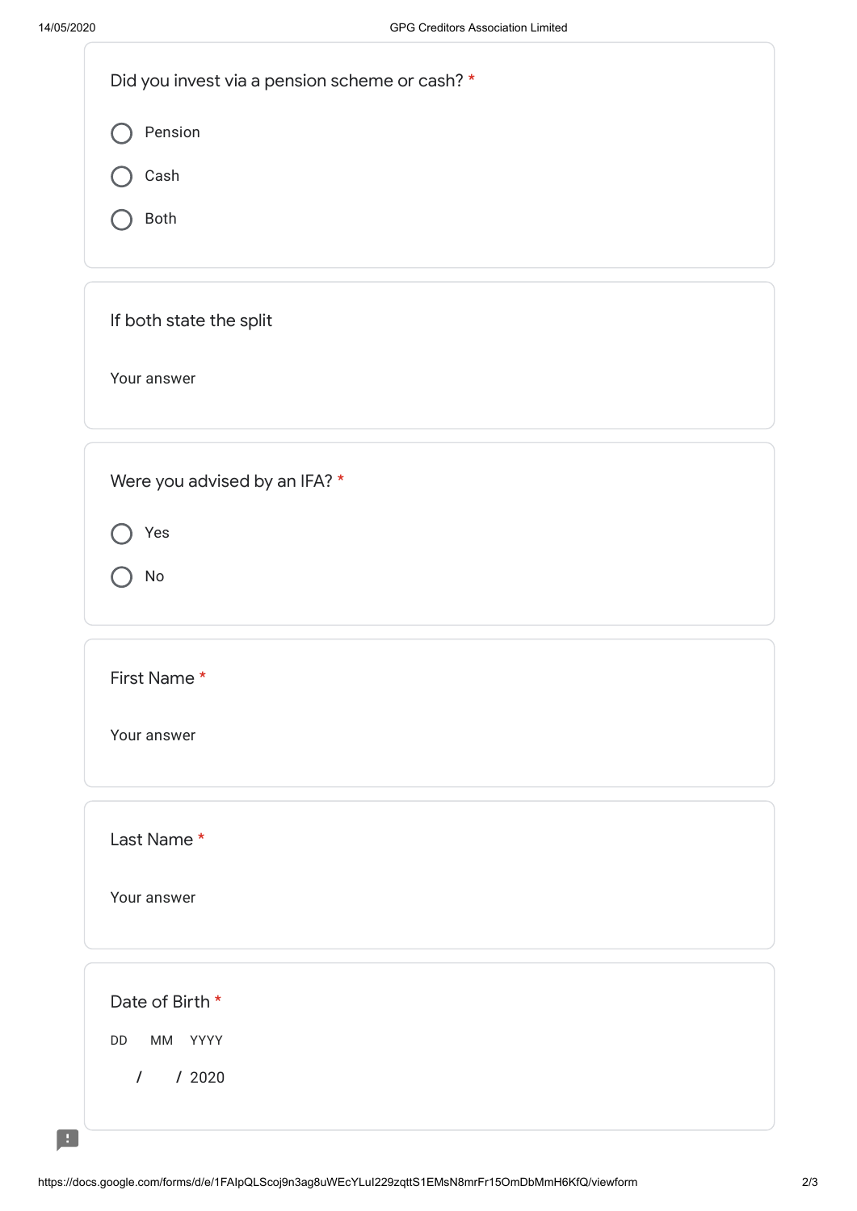Did you invest via a pension scheme or cash? *

- Pension
- Cash
- Both

If both state the split

Your answer

Were you advised by an IFA? *

- Yes
- No

First Name *

Your answer

Last Name *

Your answer

Date of Birth *

DD MM YYYY

/ / 2020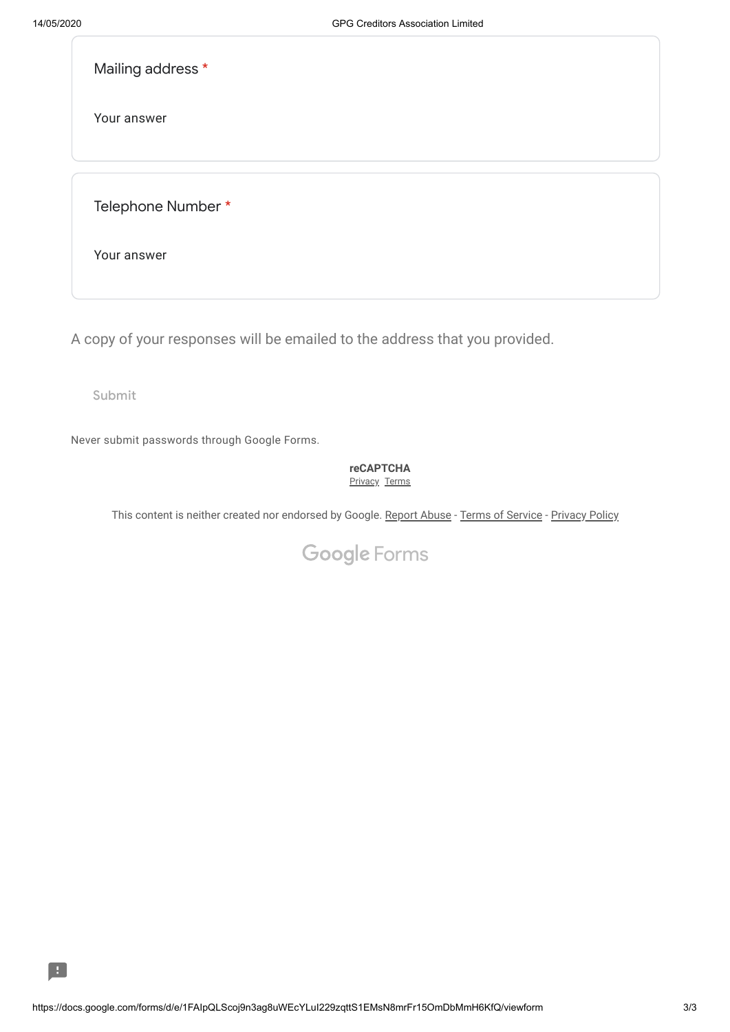Mailing address *

Your answer

Telephone Number *

Your answer

A copy of your responses will be emailed to the address that you provided.

Submit

Never submit passwords through Google Forms.

**reCAPTCHA**
Privacy Terms

This content is neither created nor endorsed by Google. Report Abuse - Terms of Service - Privacy Policy

Google Forms